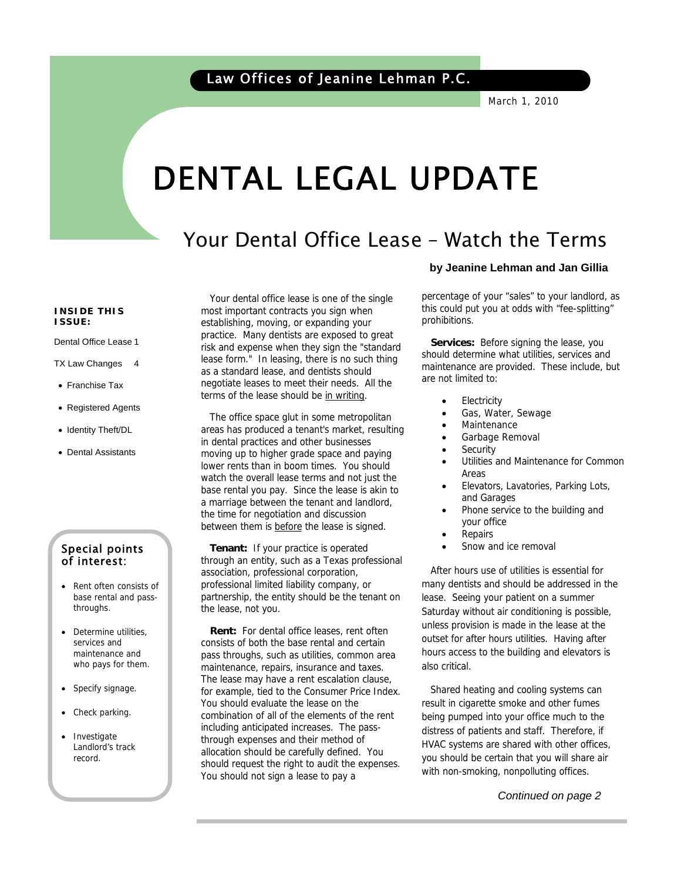Law Offices of Jeanine Lehman P.C.

March 1, 2010

# DENTAL LEGAL UPDATE

## Your Dental Office Lease – Watch the Terms

**by Jeanine Lehman and Jan Gillia**

**INSIDE THIS ISSUE:**

Dental Office Lease 1

TX Law Changes 4

- Franchise Tax
- Registered Agents
- Identity Theft/DL
- Dental Assistants

### Special points of interest:

- Rent often consists of base rental and pass-throughs.
- Determine utilities, services and maintenance and who pays for them.
- Specify signage.
- Check parking.
- Investigate Landlord's track record.

Your dental office lease is one of the single most important contracts you sign when establishing, moving, or expanding your practice. Many dentists are exposed to great risk and expense when they sign the "standard lease form." In leasing, there is no such thing as a standard lease, and dentists should negotiate leases to meet their needs. All the terms of the lease should be in writing.

The office space glut in some metropolitan areas has produced a tenant's market, resulting in dental practices and other businesses moving up to higher grade space and paying lower rents than in boom times. You should watch the overall lease terms and not just the base rental you pay. Since the lease is akin to a marriage between the tenant and landlord, the time for negotiation and discussion between them is before the lease is signed.

**Tenant:** If your practice is operated through an entity, such as a Texas professional association, professional corporation, professional limited liability company, or partnership, the entity should be the tenant on the lease, not you.

**Rent:** For dental office leases, rent often consists of both the base rental and certain pass throughs, such as utilities, common area maintenance, repairs, insurance and taxes. The lease may have a rent escalation clause, for example, tied to the Consumer Price Index. You should evaluate the lease on the combination of all of the elements of the rent including anticipated increases. The pass-through expenses and their method of allocation should be carefully defined. You should request the right to audit the expenses. You should not sign a lease to pay a percentage of your "sales" to your landlord, as this could put you at odds with "fee-splitting" prohibitions.

**Services:** Before signing the lease, you should determine what utilities, services and maintenance are provided. These include, but are not limited to:

- Electricity
- Gas, Water, Sewage
- Maintenance
- Garbage Removal
- Security
- Utilities and Maintenance for Common Areas
- Elevators, Lavatories, Parking Lots, and Garages
- Phone service to the building and your office
- Repairs
- Snow and ice removal

After hours use of utilities is essential for many dentists and should be addressed in the lease. Seeing your patient on a summer Saturday without air conditioning is possible, unless provision is made in the lease at the outset for after hours utilities. Having after hours access to the building and elevators is also critical.

Shared heating and cooling systems can result in cigarette smoke and other fumes being pumped into your office much to the distress of patients and staff. Therefore, if HVAC systems are shared with other offices, you should be certain that you will share air with non-smoking, nonpolluting offices.

*Continued on page 2*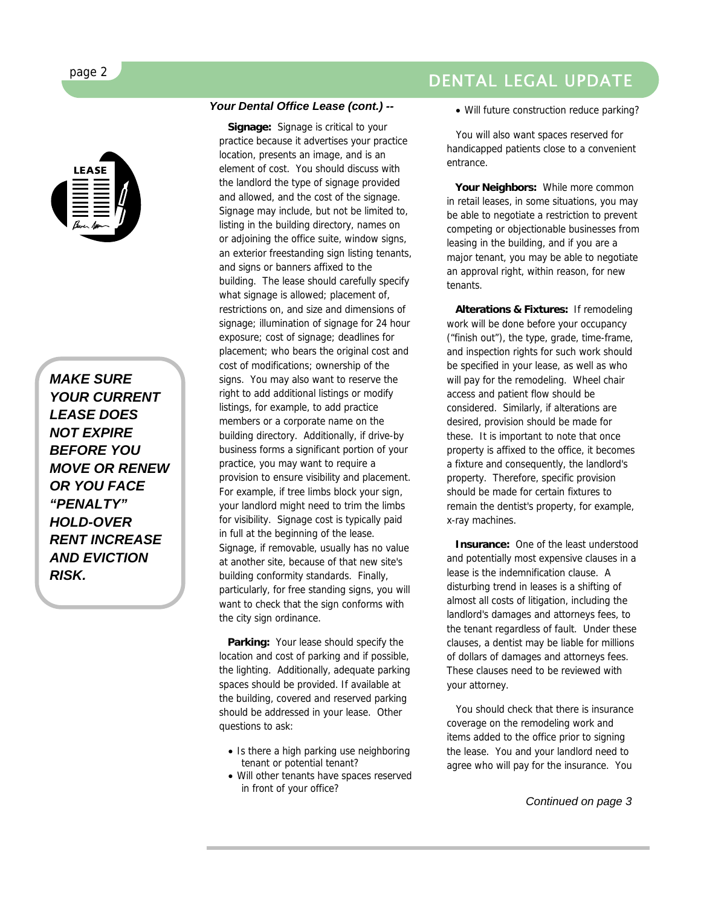***Your Dental Office Lease (cont.) --***

**Signage:** Signage is critical to your practice because it advertises your practice location, presents an image, and is an element of cost. You should discuss with the landlord the type of signage provided and allowed, and the cost of the signage. Signage may include, but not be limited to, listing in the building directory, names on or adjoining the office suite, window signs, an exterior freestanding sign listing tenants, and signs or banners affixed to the building. The lease should carefully specify what signage is allowed; placement of, restrictions on, and size and dimensions of signage; illumination of signage for 24 hour exposure; cost of signage; deadlines for placement; who bears the original cost and cost of modifications; ownership of the signs. You may also want to reserve the right to add additional listings or modify listings, for example, to add practice members or a corporate name on the building directory. Additionally, if drive-by business forms a significant portion of your practice, you may want to require a provision to ensure visibility and placement. For example, if tree limbs block your sign, your landlord might need to trim the limbs for visibility. Signage cost is typically paid in full at the beginning of the lease. Signage, if removable, usually has no value at another site, because of that new site's building conformity standards. Finally, particularly, for free standing signs, you will want to check that the sign conforms with the city sign ordinance.

**Parking:** Your lease should specify the location and cost of parking and if possible, the lighting. Additionally, adequate parking spaces should be provided. If available at the building, covered and reserved parking should be addressed in your lease. Other questions to ask:

- Is there a high parking use neighboring tenant or potential tenant?
- Will other tenants have spaces reserved in front of your office?
- Will future construction reduce parking?

You will also want spaces reserved for handicapped patients close to a convenient entrance.

**Your Neighbors:** While more common in retail leases, in some situations, you may be able to negotiate a restriction to prevent competing or objectionable businesses from leasing in the building, and if you are a major tenant, you may be able to negotiate an approval right, within reason, for new tenants.

**Alterations & Fixtures:** If remodeling work will be done before your occupancy ("finish out"), the type, grade, time-frame, and inspection rights for such work should be specified in your lease, as well as who will pay for the remodeling. Wheel chair access and patient flow should be considered. Similarly, if alterations are desired, provision should be made for these. It is important to note that once property is affixed to the office, it becomes a fixture and consequently, the landlord's property. Therefore, specific provision should be made for certain fixtures to remain the dentist's property, for example, x-ray machines.

**Insurance:** One of the least understood and potentially most expensive clauses in a lease is the indemnification clause. A disturbing trend in leases is a shifting of almost all costs of litigation, including the landlord's damages and attorneys fees, to the tenant regardless of fault. Under these clauses, a dentist may be liable for millions of dollars of damages and attorneys fees. These clauses need to be reviewed with your attorney.

You should check that there is insurance coverage on the remodeling work and items added to the office prior to signing the lease. You and your landlord need to agree who will pay for the insurance. You

*Continued on page 3*

***MAKE SURE YOUR CURRENT LEASE DOES NOT EXPIRE BEFORE YOU MOVE OR RENEW OR YOU FACE "PENALTY" HOLD-OVER RENT INCREASE AND EVICTION RISK.***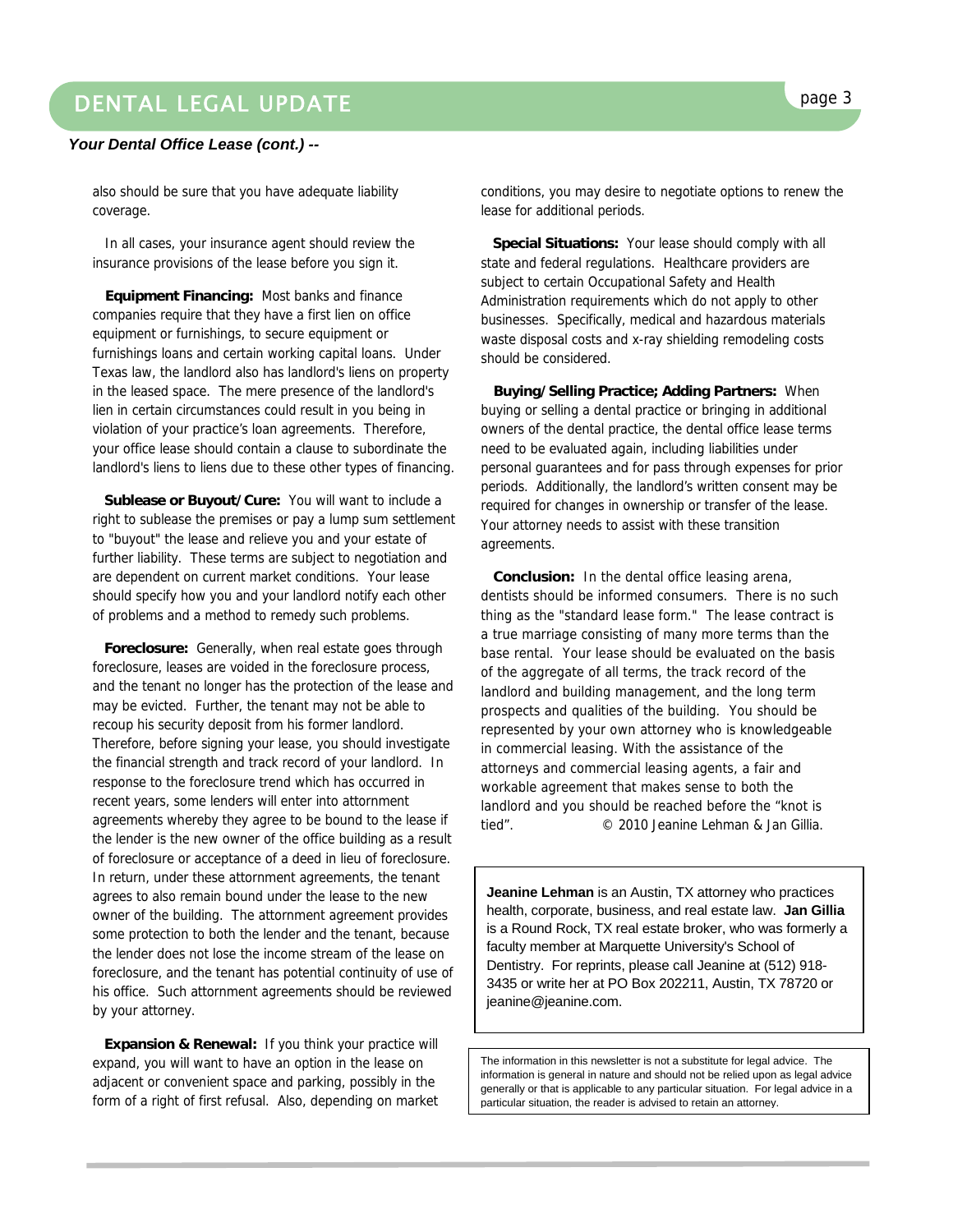*Your Dental Office Lease (cont.) --*

also should be sure that you have adequate liability coverage.

In all cases, your insurance agent should review the insurance provisions of the lease before you sign it.

**Equipment Financing:** Most banks and finance companies require that they have a first lien on office equipment or furnishings, to secure equipment or furnishings loans and certain working capital loans. Under Texas law, the landlord also has landlord's liens on property in the leased space. The mere presence of the landlord's lien in certain circumstances could result in you being in violation of your practice's loan agreements. Therefore, your office lease should contain a clause to subordinate the landlord's liens to liens due to these other types of financing.

**Sublease or Buyout/Cure:** You will want to include a right to sublease the premises or pay a lump sum settlement to "buyout" the lease and relieve you and your estate of further liability. These terms are subject to negotiation and are dependent on current market conditions. Your lease should specify how you and your landlord notify each other of problems and a method to remedy such problems.

**Foreclosure:** Generally, when real estate goes through foreclosure, leases are voided in the foreclosure process, and the tenant no longer has the protection of the lease and may be evicted. Further, the tenant may not be able to recoup his security deposit from his former landlord. Therefore, before signing your lease, you should investigate the financial strength and track record of your landlord. In response to the foreclosure trend which has occurred in recent years, some lenders will enter into attornment agreements whereby they agree to be bound to the lease if the lender is the new owner of the office building as a result of foreclosure or acceptance of a deed in lieu of foreclosure. In return, under these attornment agreements, the tenant agrees to also remain bound under the lease to the new owner of the building. The attornment agreement provides some protection to both the lender and the tenant, because the lender does not lose the income stream of the lease on foreclosure, and the tenant has potential continuity of use of his office. Such attornment agreements should be reviewed by your attorney.

**Expansion & Renewal:** If you think your practice will expand, you will want to have an option in the lease on adjacent or convenient space and parking, possibly in the form of a right of first refusal. Also, depending on market conditions, you may desire to negotiate options to renew the lease for additional periods.

**Special Situations:** Your lease should comply with all state and federal regulations. Healthcare providers are subject to certain Occupational Safety and Health Administration requirements which do not apply to other businesses. Specifically, medical and hazardous materials waste disposal costs and x-ray shielding remodeling costs should be considered.

**Buying/Selling Practice; Adding Partners:** When buying or selling a dental practice or bringing in additional owners of the dental practice, the dental office lease terms need to be evaluated again, including liabilities under personal guarantees and for pass through expenses for prior periods. Additionally, the landlord's written consent may be required for changes in ownership or transfer of the lease. Your attorney needs to assist with these transition agreements.

**Conclusion:** In the dental office leasing arena, dentists should be informed consumers. There is no such thing as the "standard lease form." The lease contract is a true marriage consisting of many more terms than the base rental. Your lease should be evaluated on the basis of the aggregate of all terms, the track record of the landlord and building management, and the long term prospects and qualities of the building. You should be represented by your own attorney who is knowledgeable in commercial leasing. With the assistance of the attorneys and commercial leasing agents, a fair and workable agreement that makes sense to both the landlord and you should be reached before the "knot is tied". © 2010 Jeanine Lehman & Jan Gillia.

**Jeanine Lehman** is an Austin, TX attorney who practices health, corporate, business, and real estate law. **Jan Gillia** is a Round Rock, TX real estate broker, who was formerly a faculty member at Marquette University's School of Dentistry. For reprints, please call Jeanine at (512) 918-3435 or write her at PO Box 202211, Austin, TX 78720 or jeanine@jeanine.com.

The information in this newsletter is not a substitute for legal advice. The information is general in nature and should not be relied upon as legal advice generally or that is applicable to any particular situation. For legal advice in a particular situation, the reader is advised to retain an attorney.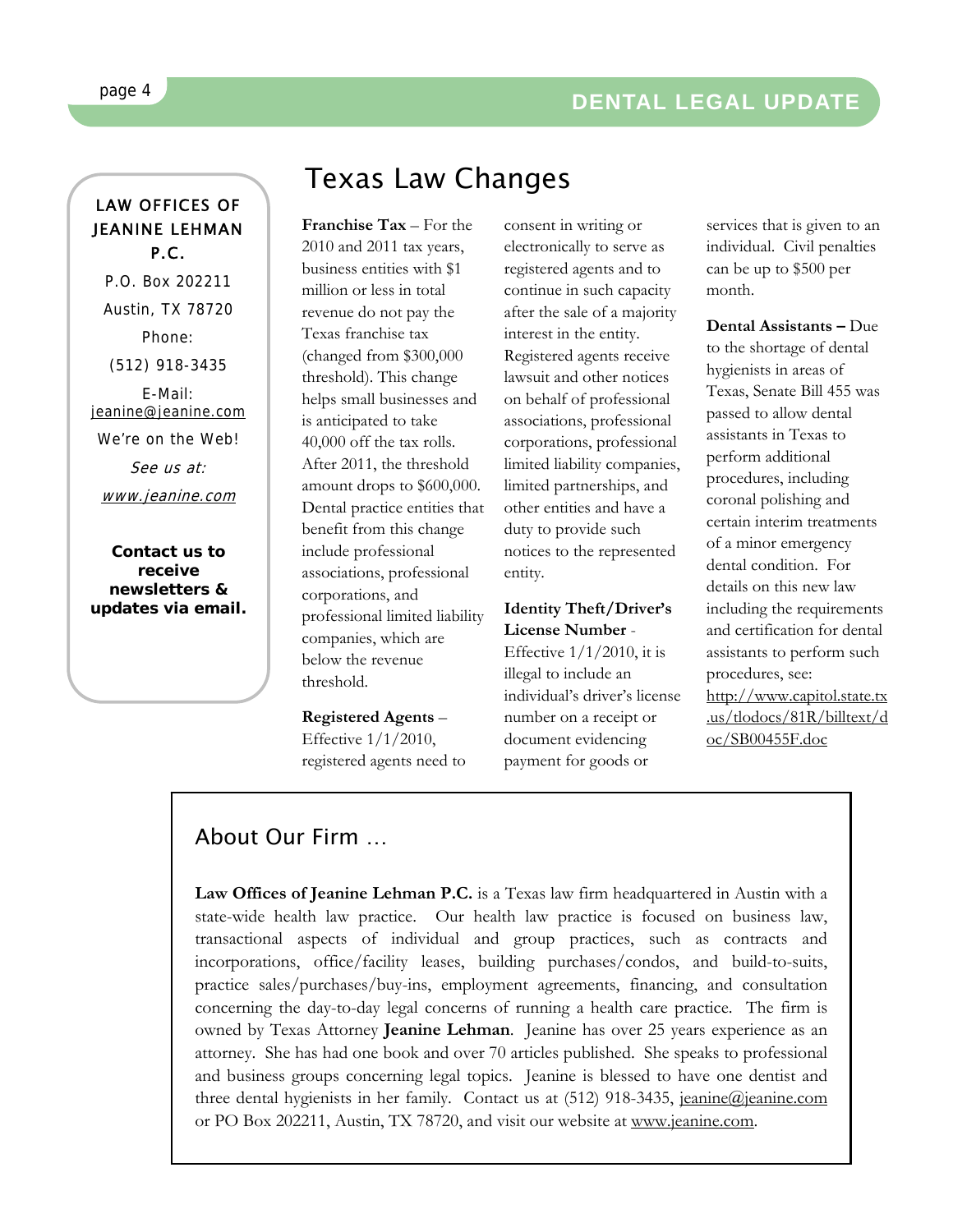**LAW OFFICES OF JEANINE LEHMAN P.C.**

P.O. Box 202211

Austin, TX 78720

Phone:

(512) 918-3435

E-Mail:
jeanine@jeanine.com

We're on the Web!

*See us at:*

www.jeanine.com

**Contact us to receive newsletters & updates via email.**

# Texas Law Changes

**Franchise Tax** – For the 2010 and 2011 tax years, business entities with $1 million or less in total revenue do not pay the Texas franchise tax (changed from $300,000 threshold). This change helps small businesses and is anticipated to take 40,000 off the tax rolls. After 2011, the threshold amount drops to $600,000. Dental practice entities that benefit from this change include professional associations, professional corporations, and professional limited liability companies, which are below the revenue threshold.

**Registered Agents** – Effective 1/1/2010, registered agents need to consent in writing or electronically to serve as registered agents and to continue in such capacity after the sale of a majority interest in the entity. Registered agents receive lawsuit and other notices on behalf of professional associations, professional corporations, professional limited liability companies, limited partnerships, and other entities and have a duty to provide such notices to the represented entity.

**Identity Theft/Driver's License Number** - Effective 1/1/2010, it is illegal to include an individual's driver's license number on a receipt or document evidencing payment for goods or services that is given to an individual. Civil penalties can be up to $500 per month.

**Dental Assistants –** Due to the shortage of dental hygienists in areas of Texas, Senate Bill 455 was passed to allow dental assistants in Texas to perform additional procedures, including coronal polishing and certain interim treatments of a minor emergency dental condition. For details on this new law including the requirements and certification for dental assistants to perform such procedures, see: http://www.capitol.state.tx.us/tlodocs/81R/billtext/doc/SB00455F.doc

## About Our Firm …

**Law Offices of Jeanine Lehman P.C.** is a Texas law firm headquartered in Austin with a state-wide health law practice. Our health law practice is focused on business law, transactional aspects of individual and group practices, such as contracts and incorporations, office/facility leases, building purchases/condos, and build-to-suits, practice sales/purchases/buy-ins, employment agreements, financing, and consultation concerning the day-to-day legal concerns of running a health care practice. The firm is owned by Texas Attorney **Jeanine Lehman**. Jeanine has over 25 years experience as an attorney. She has had one book and over 70 articles published. She speaks to professional and business groups concerning legal topics. Jeanine is blessed to have one dentist and three dental hygienists in her family. Contact us at (512) 918-3435, jeanine@jeanine.com or PO Box 202211, Austin, TX 78720, and visit our website at www.jeanine.com.